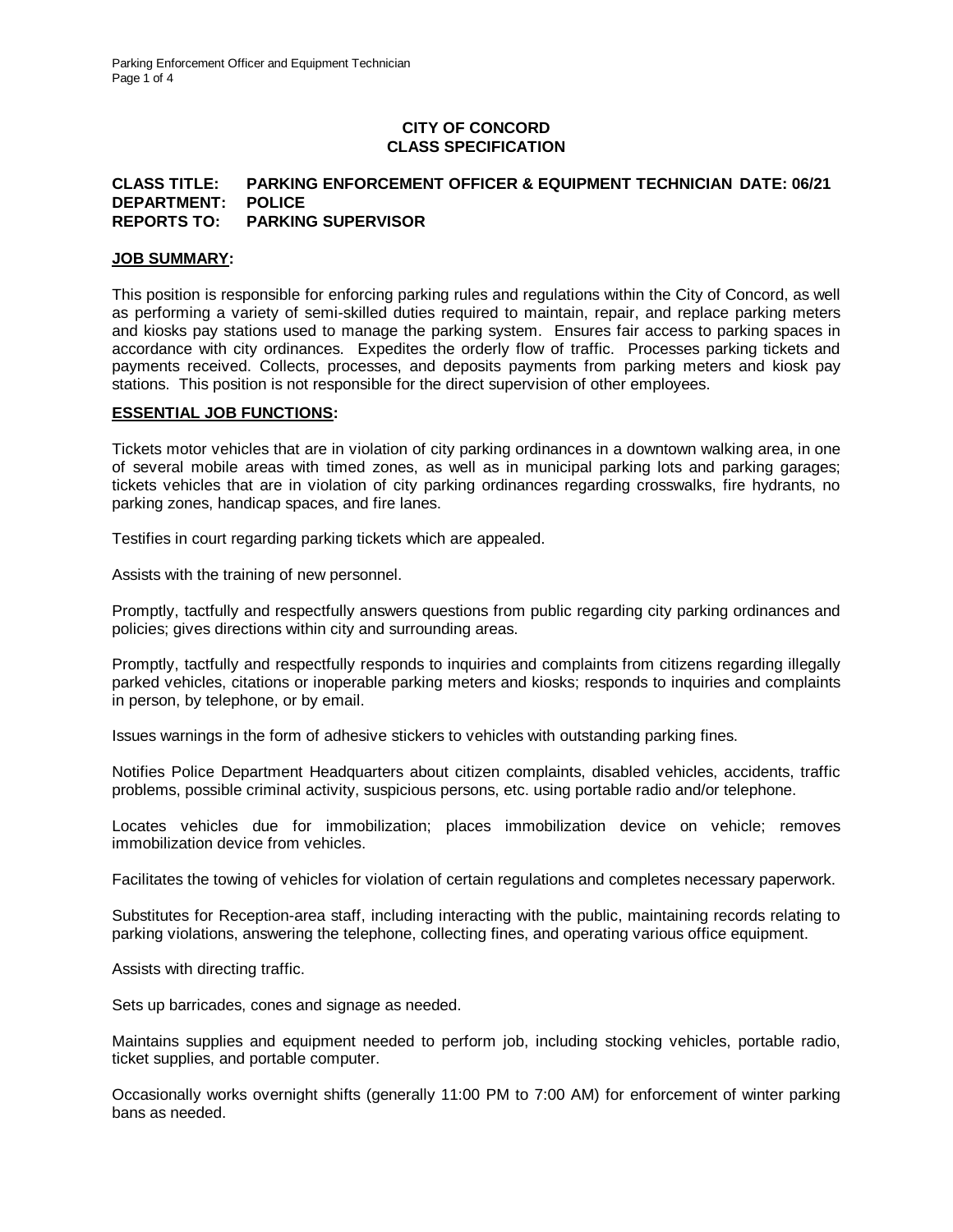# CITY OF CONCORD
## CLASS SPECIFICATION

**CLASS TITLE:** **PARKING ENFORCEMENT OFFICER & EQUIPMENT TECHNICIAN** **DATE: 06/21**
**DEPARTMENT:** **POLICE**
**REPORTS TO:** **PARKING SUPERVISOR**

### JOB SUMMARY:

This position is responsible for enforcing parking rules and regulations within the City of Concord, as well as performing a variety of semi-skilled duties required to maintain, repair, and replace parking meters and kiosks pay stations used to manage the parking system. Ensures fair access to parking spaces in accordance with city ordinances. Expedites the orderly flow of traffic. Processes parking tickets and payments received. Collects, processes, and deposits payments from parking meters and kiosk pay stations. This position is not responsible for the direct supervision of other employees.

### ESSENTIAL JOB FUNCTIONS:

Tickets motor vehicles that are in violation of city parking ordinances in a downtown walking area, in one of several mobile areas with timed zones, as well as in municipal parking lots and parking garages; tickets vehicles that are in violation of city parking ordinances regarding crosswalks, fire hydrants, no parking zones, handicap spaces, and fire lanes.

Testifies in court regarding parking tickets which are appealed.

Assists with the training of new personnel.

Promptly, tactfully and respectfully answers questions from public regarding city parking ordinances and policies; gives directions within city and surrounding areas.

Promptly, tactfully and respectfully responds to inquiries and complaints from citizens regarding illegally parked vehicles, citations or inoperable parking meters and kiosks; responds to inquiries and complaints in person, by telephone, or by email.

Issues warnings in the form of adhesive stickers to vehicles with outstanding parking fines.

Notifies Police Department Headquarters about citizen complaints, disabled vehicles, accidents, traffic problems, possible criminal activity, suspicious persons, etc. using portable radio and/or telephone.

Locates vehicles due for immobilization; places immobilization device on vehicle; removes immobilization device from vehicles.

Facilitates the towing of vehicles for violation of certain regulations and completes necessary paperwork.

Substitutes for Reception-area staff, including interacting with the public, maintaining records relating to parking violations, answering the telephone, collecting fines, and operating various office equipment.

Assists with directing traffic.

Sets up barricades, cones and signage as needed.

Maintains supplies and equipment needed to perform job, including stocking vehicles, portable radio, ticket supplies, and portable computer.

Occasionally works overnight shifts (generally 11:00 PM to 7:00 AM) for enforcement of winter parking bans as needed.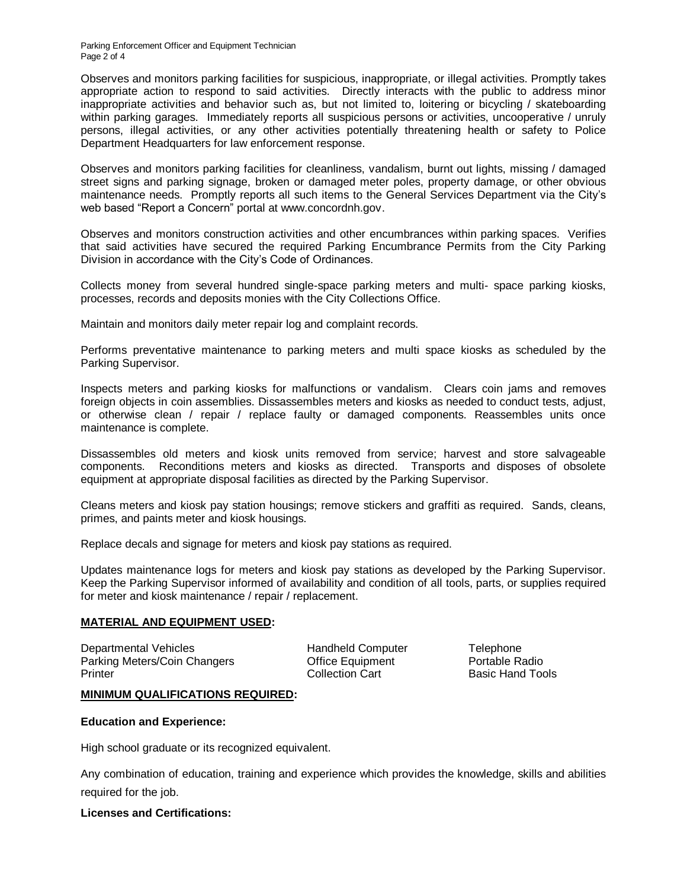Observes and monitors parking facilities for suspicious, inappropriate, or illegal activities. Promptly takes appropriate action to respond to said activities. Directly interacts with the public to address minor inappropriate activities and behavior such as, but not limited to, loitering or bicycling / skateboarding within parking garages. Immediately reports all suspicious persons or activities, uncooperative / unruly persons, illegal activities, or any other activities potentially threatening health or safety to Police Department Headquarters for law enforcement response.

Observes and monitors parking facilities for cleanliness, vandalism, burnt out lights, missing / damaged street signs and parking signage, broken or damaged meter poles, property damage, or other obvious maintenance needs. Promptly reports all such items to the General Services Department via the City's web based "Report a Concern" portal at www.concordnh.gov.

Observes and monitors construction activities and other encumbrances within parking spaces. Verifies that said activities have secured the required Parking Encumbrance Permits from the City Parking Division in accordance with the City's Code of Ordinances.

Collects money from several hundred single-space parking meters and multi- space parking kiosks, processes, records and deposits monies with the City Collections Office.

Maintain and monitors daily meter repair log and complaint records.

Performs preventative maintenance to parking meters and multi space kiosks as scheduled by the Parking Supervisor.

Inspects meters and parking kiosks for malfunctions or vandalism. Clears coin jams and removes foreign objects in coin assemblies. Dissassembles meters and kiosks as needed to conduct tests, adjust, or otherwise clean / repair / replace faulty or damaged components. Reassembles units once maintenance is complete.

Dissassembles old meters and kiosk units removed from service; harvest and store salvageable components. Reconditions meters and kiosks as directed. Transports and disposes of obsolete equipment at appropriate disposal facilities as directed by the Parking Supervisor.

Cleans meters and kiosk pay station housings; remove stickers and graffiti as required. Sands, cleans, primes, and paints meter and kiosk housings.

Replace decals and signage for meters and kiosk pay stations as required.

Updates maintenance logs for meters and kiosk pay stations as developed by the Parking Supervisor. Keep the Parking Supervisor informed of availability and condition of all tools, parts, or supplies required for meter and kiosk maintenance / repair / replacement.

**MATERIAL AND EQUIPMENT USED:**

| | | |
|---|---|---|
| Departmental Vehicles | Handheld Computer | Telephone |
| Parking Meters/Coin Changers | Office Equipment | Portable Radio |
| Printer | Collection Cart | Basic Hand Tools |

**MINIMUM QUALIFICATIONS REQUIRED:**

**Education and Experience:**

High school graduate or its recognized equivalent.

Any combination of education, training and experience which provides the knowledge, skills and abilities required for the job.

**Licenses and Certifications:**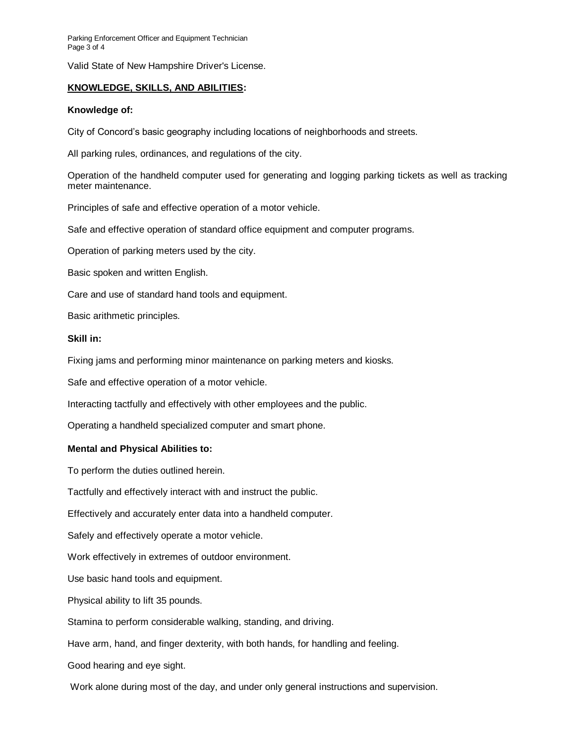Valid State of New Hampshire Driver's License.

## KNOWLEDGE, SKILLS, AND ABILITIES:

### Knowledge of:

City of Concord's basic geography including locations of neighborhoods and streets.

All parking rules, ordinances, and regulations of the city.

Operation of the handheld computer used for generating and logging parking tickets as well as tracking meter maintenance.

Principles of safe and effective operation of a motor vehicle.

Safe and effective operation of standard office equipment and computer programs.

Operation of parking meters used by the city.

Basic spoken and written English.

Care and use of standard hand tools and equipment.

Basic arithmetic principles.

### Skill in:

Fixing jams and performing minor maintenance on parking meters and kiosks.

Safe and effective operation of a motor vehicle.

Interacting tactfully and effectively with other employees and the public.

Operating a handheld specialized computer and smart phone.

### Mental and Physical Abilities to:

To perform the duties outlined herein.

Tactfully and effectively interact with and instruct the public.

Effectively and accurately enter data into a handheld computer.

Safely and effectively operate a motor vehicle.

Work effectively in extremes of outdoor environment.

Use basic hand tools and equipment.

Physical ability to lift 35 pounds.

Stamina to perform considerable walking, standing, and driving.

Have arm, hand, and finger dexterity, with both hands, for handling and feeling.

Good hearing and eye sight.

Work alone during most of the day, and under only general instructions and supervision.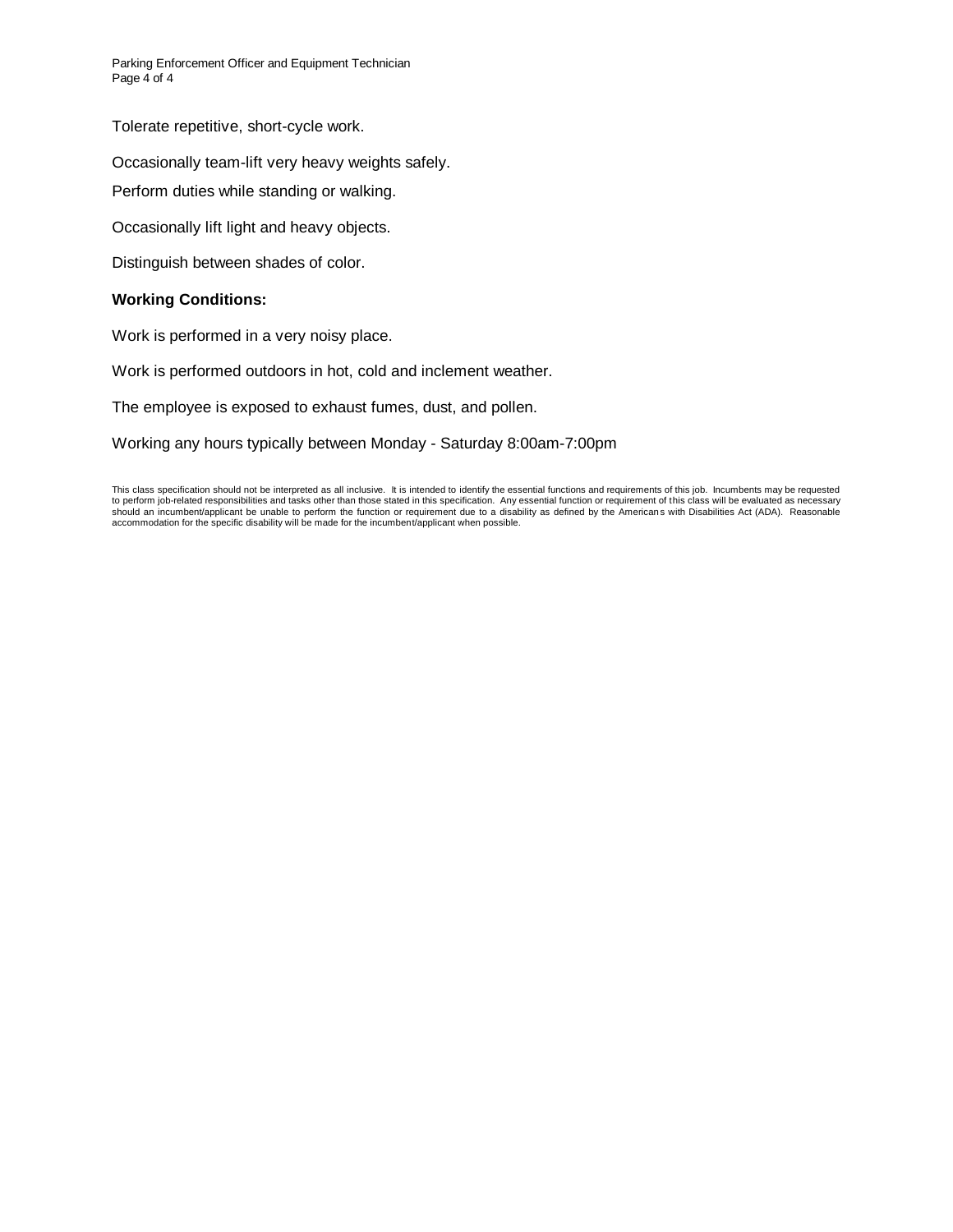Tolerate repetitive, short-cycle work.

Occasionally team-lift very heavy weights safely.

Perform duties while standing or walking.

Occasionally lift light and heavy objects.

Distinguish between shades of color.

**Working Conditions:**

Work is performed in a very noisy place.

Work is performed outdoors in hot, cold and inclement weather.

The employee is exposed to exhaust fumes, dust, and pollen.

Working any hours typically between Monday - Saturday 8:00am-7:00pm

This class specification should not be interpreted as all inclusive. It is intended to identify the essential functions and requirements of this job. Incumbents may be requested to perform job-related responsibilities and tasks other than those stated in this specification. Any essential function or requirement of this class will be evaluated as necessary should an incumbent/applicant be unable to perform the function or requirement due to a disability as defined by the Americans with Disabilities Act (ADA). Reasonable accommodation for the specific disability will be made for the incumbent/applicant when possible.